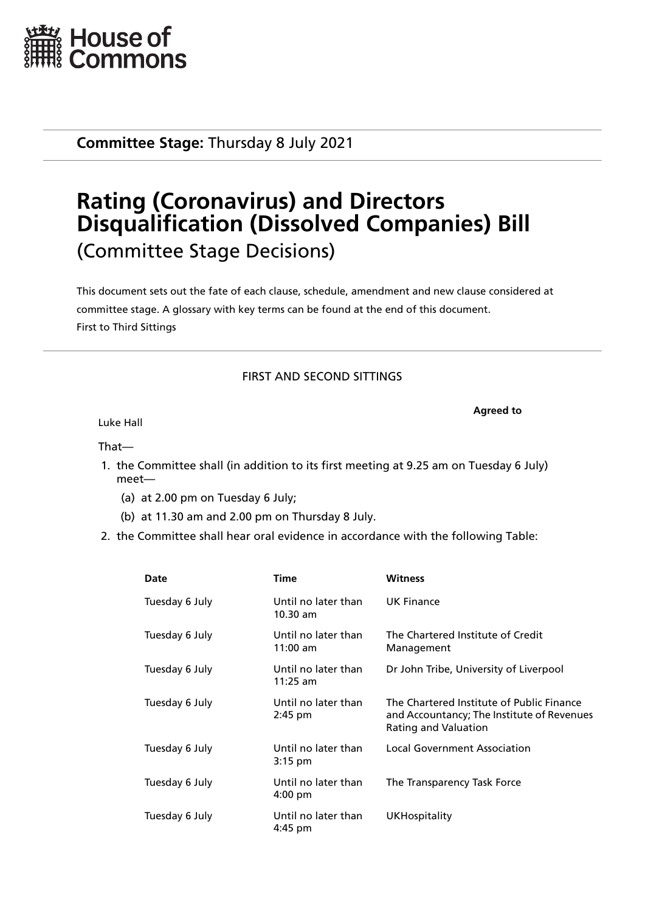House of Commons

**Committee Stage:** Thursday 8 July 2021

# Rating (Coronavirus) and Directors Disqualification (Dissolved Companies) Bill

## (Committee Stage Decisions)

This document sets out the fate of each clause, schedule, amendment and new clause considered at committee stage. A glossary with key terms can be found at the end of this document.
First to Third Sittings

### FIRST AND SECOND SITTINGS

**Agreed to**

Luke Hall

That—

1. the Committee shall (in addition to its first meeting at 9.25 am on Tuesday 6 July) meet—
   (a) at 2.00 pm on Tuesday 6 July;
   (b) at 11.30 am and 2.00 pm on Thursday 8 July.
2. the Committee shall hear oral evidence in accordance with the following Table:

| Date | Time | Witness |
|---|---|---|
| Tuesday 6 July | Until no later than 10.30 am | UK Finance |
| Tuesday 6 July | Until no later than 11:00 am | The Chartered Institute of Credit Management |
| Tuesday 6 July | Until no later than 11:25 am | Dr John Tribe, University of Liverpool |
| Tuesday 6 July | Until no later than 2:45 pm | The Chartered Institute of Public Finance and Accountancy; The Institute of Revenues Rating and Valuation |
| Tuesday 6 July | Until no later than 3:15 pm | Local Government Association |
| Tuesday 6 July | Until no later than 4:00 pm | The Transparency Task Force |
| Tuesday 6 July | Until no later than 4:45 pm | UKHospitality |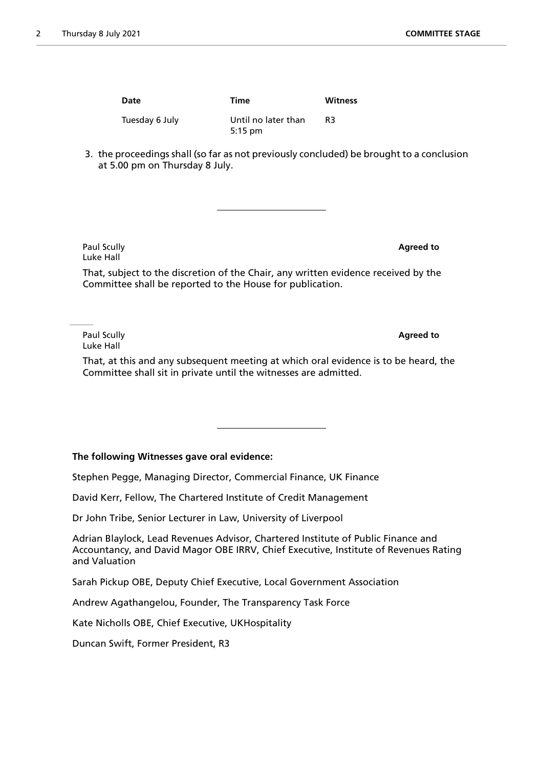| Date | Time | Witness |
|---|---|---|
| Tuesday 6 July | Until no later than 5:15 pm | R3 |

3. the proceedings shall (so far as not previously concluded) be brought to a conclusion at 5.00 pm on Thursday 8 July.

---

Paul Scully
Luke Hall

**Agreed to**

That, subject to the discretion of the Chair, any written evidence received by the Committee shall be reported to the House for publication.

Paul Scully
Luke Hall

**Agreed to**

That, at this and any subsequent meeting at which oral evidence is to be heard, the Committee shall sit in private until the witnesses are admitted.

---

**The following Witnesses gave oral evidence:**

Stephen Pegge, Managing Director, Commercial Finance, UK Finance

David Kerr, Fellow, The Chartered Institute of Credit Management

Dr John Tribe, Senior Lecturer in Law, University of Liverpool

Adrian Blaylock, Lead Revenues Advisor, Chartered Institute of Public Finance and Accountancy, and David Magor OBE IRRV, Chief Executive, Institute of Revenues Rating and Valuation

Sarah Pickup OBE, Deputy Chief Executive, Local Government Association

Andrew Agathangelou, Founder, The Transparency Task Force

Kate Nicholls OBE, Chief Executive, UKHospitality

Duncan Swift, Former President, R3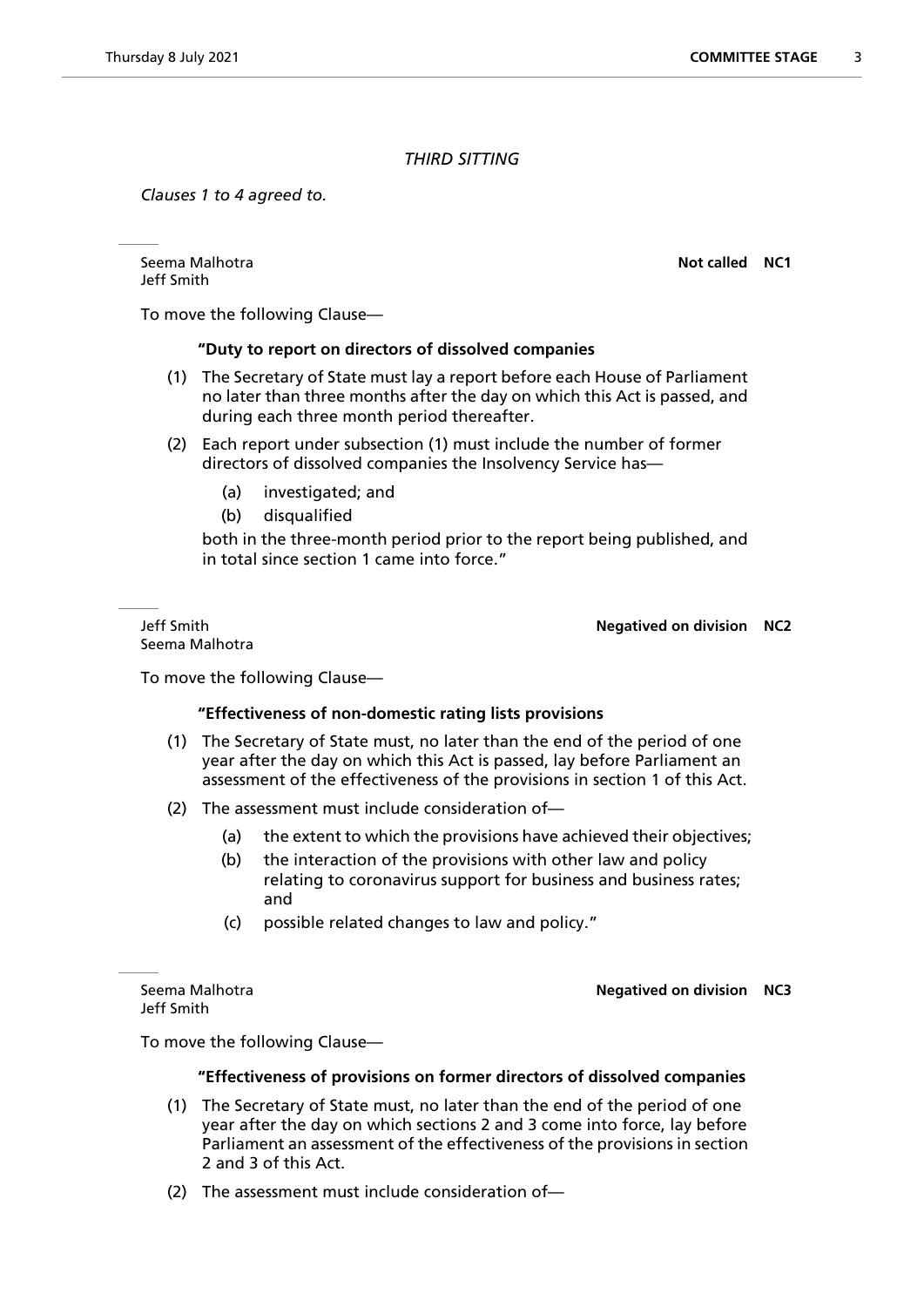*THIRD SITTING*

*Clauses 1 to 4 agreed to.*

Seema Malhotra
Jeff Smith

**Not called** **NC1**

To move the following Clause—

**"Duty to report on directors of dissolved companies**

(1) The Secretary of State must lay a report before each House of Parliament no later than three months after the day on which this Act is passed, and during each three month period thereafter.

(2) Each report under subsection (1) must include the number of former directors of dissolved companies the Insolvency Service has—

(a) investigated; and

(b) disqualified

both in the three-month period prior to the report being published, and in total since section 1 came into force."

Jeff Smith
Seema Malhotra

**Negatived on division** **NC2**

To move the following Clause—

**"Effectiveness of non-domestic rating lists provisions**

(1) The Secretary of State must, no later than the end of the period of one year after the day on which this Act is passed, lay before Parliament an assessment of the effectiveness of the provisions in section 1 of this Act.

(2) The assessment must include consideration of—

(a) the extent to which the provisions have achieved their objectives;

(b) the interaction of the provisions with other law and policy relating to coronavirus support for business and business rates; and

(c) possible related changes to law and policy."

Seema Malhotra
Jeff Smith

**Negatived on division** **NC3**

To move the following Clause—

**"Effectiveness of provisions on former directors of dissolved companies**

(1) The Secretary of State must, no later than the end of the period of one year after the day on which sections 2 and 3 come into force, lay before Parliament an assessment of the effectiveness of the provisions in section 2 and 3 of this Act.

(2) The assessment must include consideration of—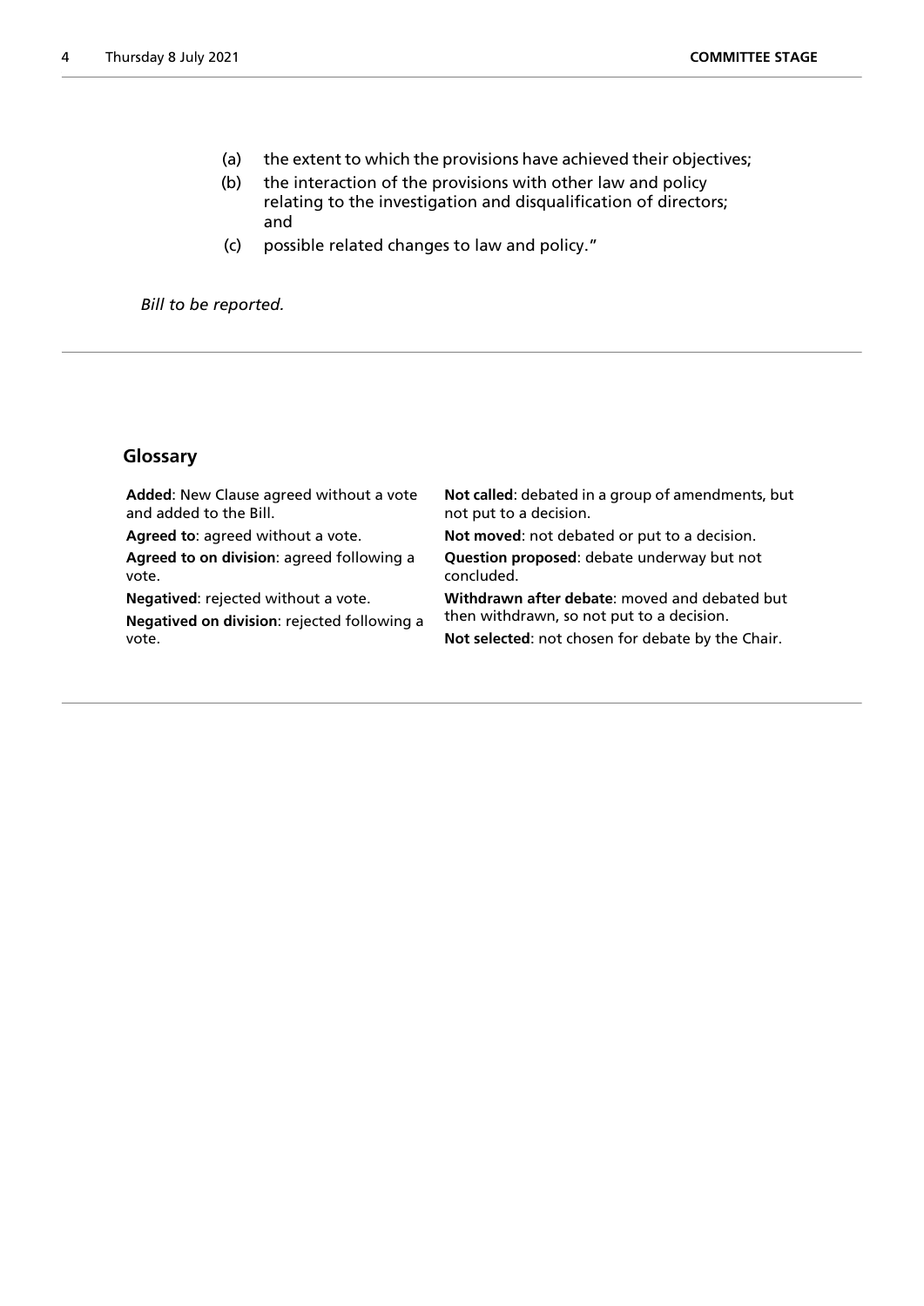(a) the extent to which the provisions have achieved their objectives;

(b) the interaction of the provisions with other law and policy relating to the investigation and disqualification of directors; and

(c) possible related changes to law and policy."

*Bill to be reported.*

## Glossary

**Added**: New Clause agreed without a vote and added to the Bill.

**Agreed to**: agreed without a vote.

**Agreed to on division**: agreed following a vote.

**Negatived**: rejected without a vote.

**Negatived on division**: rejected following a vote.

**Not called**: debated in a group of amendments, but not put to a decision.

**Not moved**: not debated or put to a decision.

**Question proposed**: debate underway but not concluded.

**Withdrawn after debate**: moved and debated but then withdrawn, so not put to a decision.

**Not selected**: not chosen for debate by the Chair.